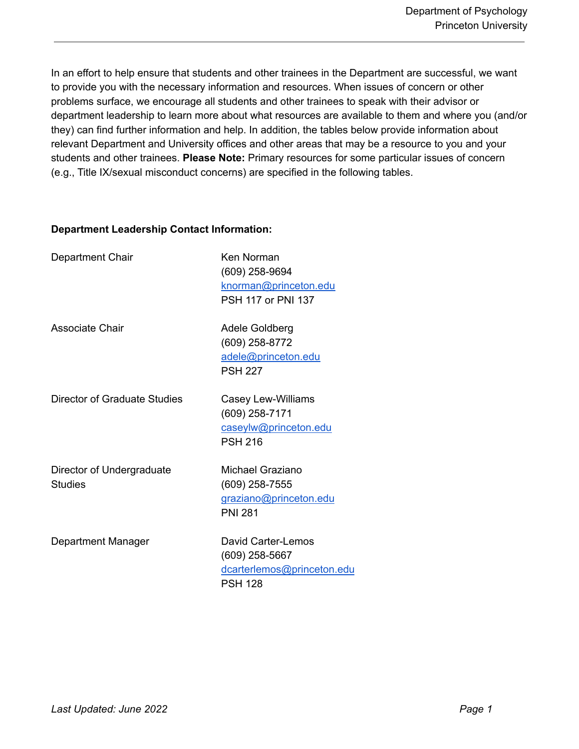In an effort to help ensure that students and other trainees in the Department are successful, we want to provide you with the necessary information and resources. When issues of concern or other problems surface, we encourage all students and other trainees to speak with their advisor or department leadership to learn more about what resources are available to them and where you (and/or they) can find further information and help. In addition, the tables below provide information about relevant Department and University offices and other areas that may be a resource to you and your students and other trainees. **Please Note:** Primary resources for some particular issues of concern (e.g., Title IX/sexual misconduct concerns) are specified in the following tables.

**Department Leadership Contact Information:**

| | |
|---|---|
| Department Chair | Ken Norman<br>(609) 258-9694<br>knorman@princeton.edu<br>PSH 117 or PNI 137 |
| Associate Chair | Adele Goldberg<br>(609) 258-8772<br>adele@princeton.edu<br>PSH 227 |
| Director of Graduate Studies | Casey Lew-Williams<br>(609) 258-7171<br>caseylw@princeton.edu<br>PSH 216 |
| Director of Undergraduate Studies | Michael Graziano<br>(609) 258-7555<br>graziano@princeton.edu<br>PNI 281 |
| Department Manager | David Carter-Lemos<br>(609) 258-5667<br>dcarterlemos@princeton.edu<br>PSH 128 |

*Last Updated: June 2022*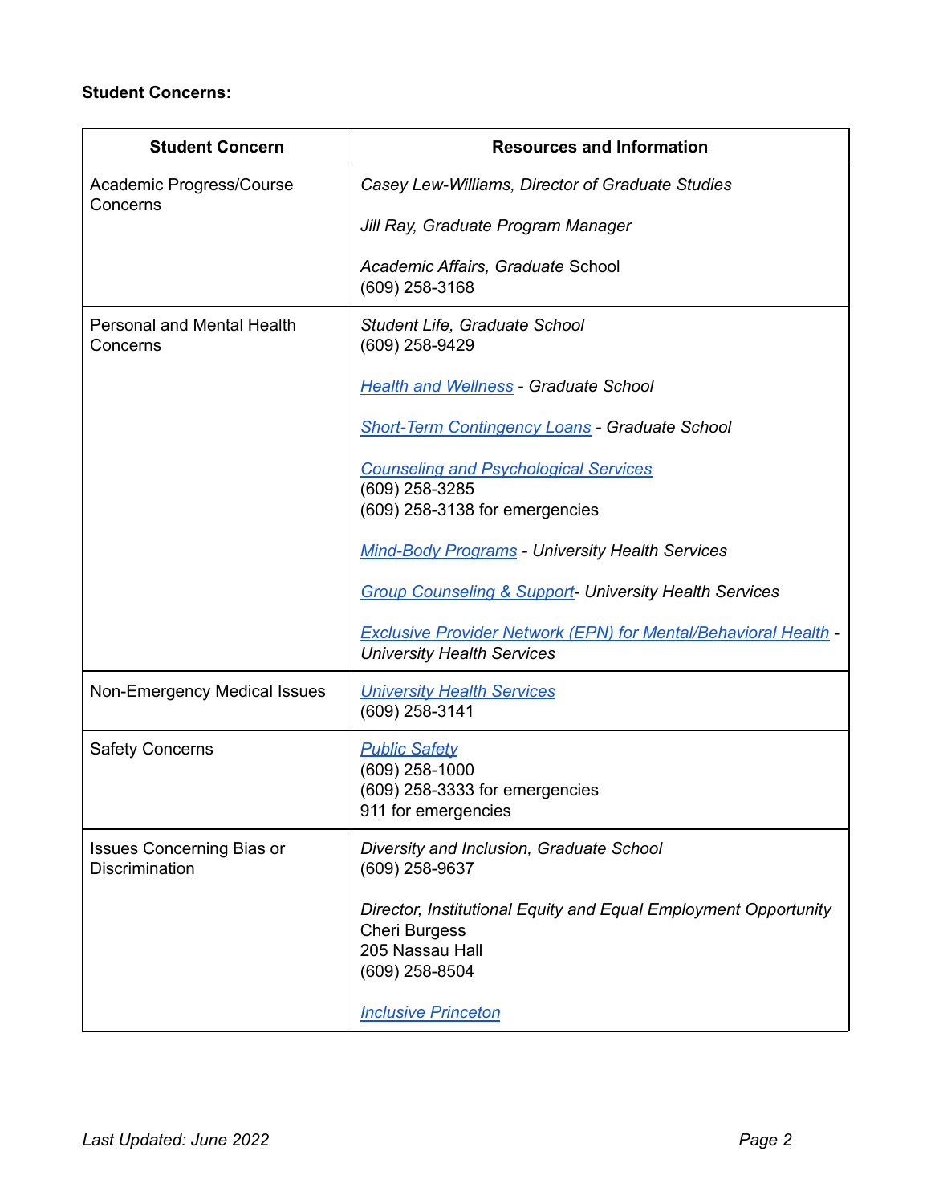**Student Concerns:**

| Student Concern | Resources and Information |
| --- | --- |
| Academic Progress/Course Concerns | *Casey Lew-Williams, Director of Graduate Studies*<br><br>*Jill Ray, Graduate Program Manager*<br><br>*Academic Affairs, Graduate* School<br>(609) 258-3168 |
| Personal and Mental Health Concerns | *Student Life, Graduate School*<br>(609) 258-9429<br><br>*Health and Wellness - Graduate School*<br><br>*Short-Term Contingency Loans - Graduate School*<br><br>*Counseling and Psychological Services*<br>(609) 258-3285<br>(609) 258-3138 for emergencies<br><br>*Mind-Body Programs - University Health Services*<br><br>*Group Counseling & Support- University Health Services*<br><br>*Exclusive Provider Network (EPN) for Mental/Behavioral Health - University Health Services* |
| Non-Emergency Medical Issues | *University Health Services*<br>(609) 258-3141 |
| Safety Concerns | *Public Safety*<br>(609) 258-1000<br>(609) 258-3333 for emergencies<br>911 for emergencies |
| Issues Concerning Bias or Discrimination | *Diversity and Inclusion, Graduate School*<br>(609) 258-9637<br><br>*Director, Institutional Equity and Equal Employment Opportunity*<br>Cheri Burgess<br>205 Nassau Hall<br>(609) 258-8504<br><br>*Inclusive Princeton* |

*Last Updated: June 2022*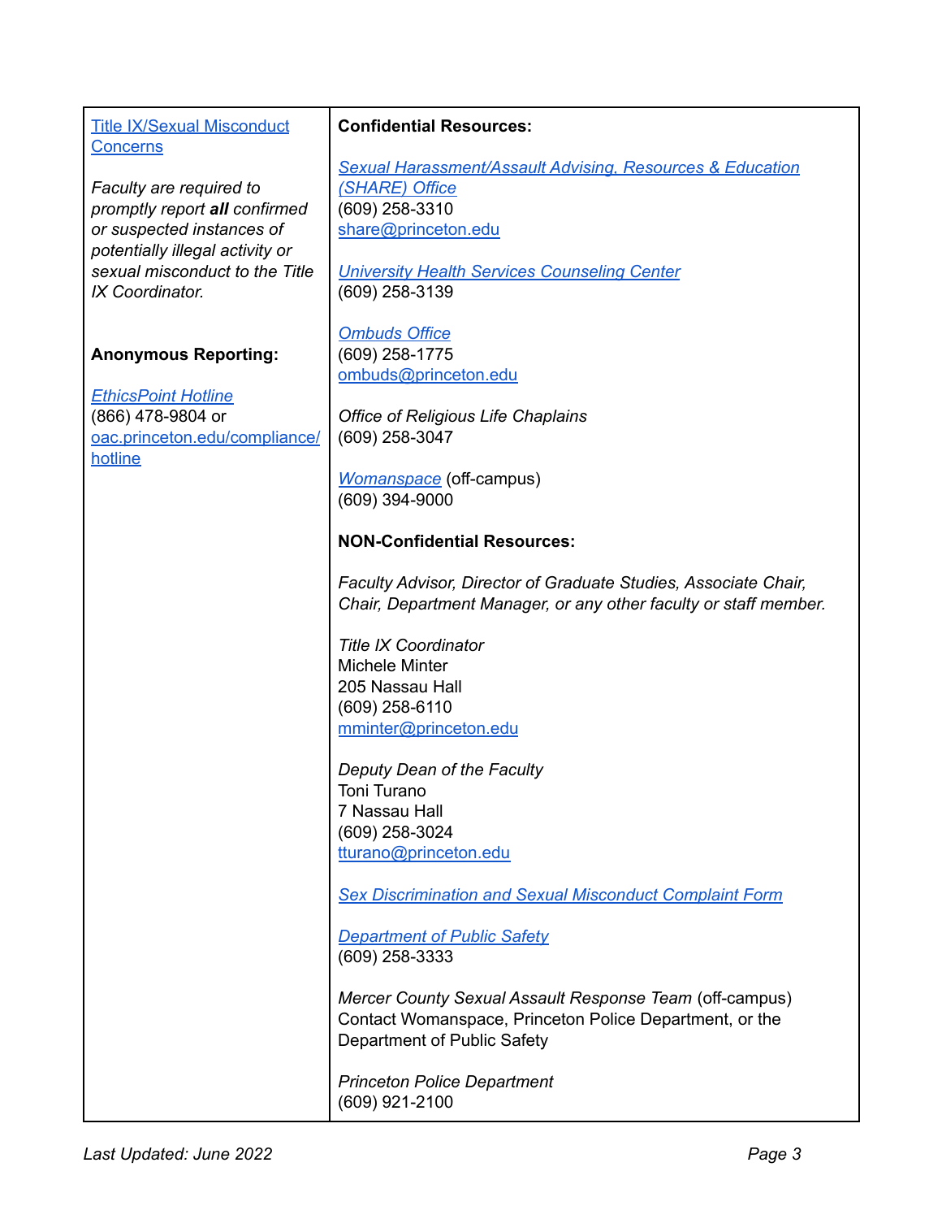| | |
|---|---|
| Title IX/Sexual Misconduct Concerns<br><br>*Faculty are required to promptly report **all** confirmed or suspected instances of potentially illegal activity or sexual misconduct to the Title IX Coordinator.*<br><br><br>**Anonymous Reporting:**<br><br>*EthicsPoint Hotline*<br>(866) 478-9804 or<br>oac.princeton.edu/compliance/hotline | **Confidential Resources:**<br><br>*Sexual Harassment/Assault Advising, Resources & Education (SHARE) Office*<br>(609) 258-3310<br>share@princeton.edu<br><br>*University Health Services Counseling Center*<br>(609) 258-3139<br><br>*Ombuds Office*<br>(609) 258-1775<br>ombuds@princeton.edu<br><br>*Office of Religious Life Chaplains*<br>(609) 258-3047<br><br>*Womanspace* (off-campus)<br>(609) 394-9000<br><br>**NON-Confidential Resources:**<br><br>*Faculty Advisor, Director of Graduate Studies, Associate Chair, Chair, Department Manager, or any other faculty or staff member.*<br><br>*Title IX Coordinator*<br>Michele Minter<br>205 Nassau Hall<br>(609) 258-6110<br>mminter@princeton.edu<br><br>*Deputy Dean of the Faculty*<br>Toni Turano<br>7 Nassau Hall<br>(609) 258-3024<br>tturano@princeton.edu<br><br>*Sex Discrimination and Sexual Misconduct Complaint Form*<br><br>*Department of Public Safety*<br>(609) 258-3333<br><br>*Mercer County Sexual Assault Response Team* (off-campus)<br>Contact Womanspace, Princeton Police Department, or the Department of Public Safety<br><br>*Princeton Police Department*<br>(609) 921-2100 |

*Last Updated: June 2022*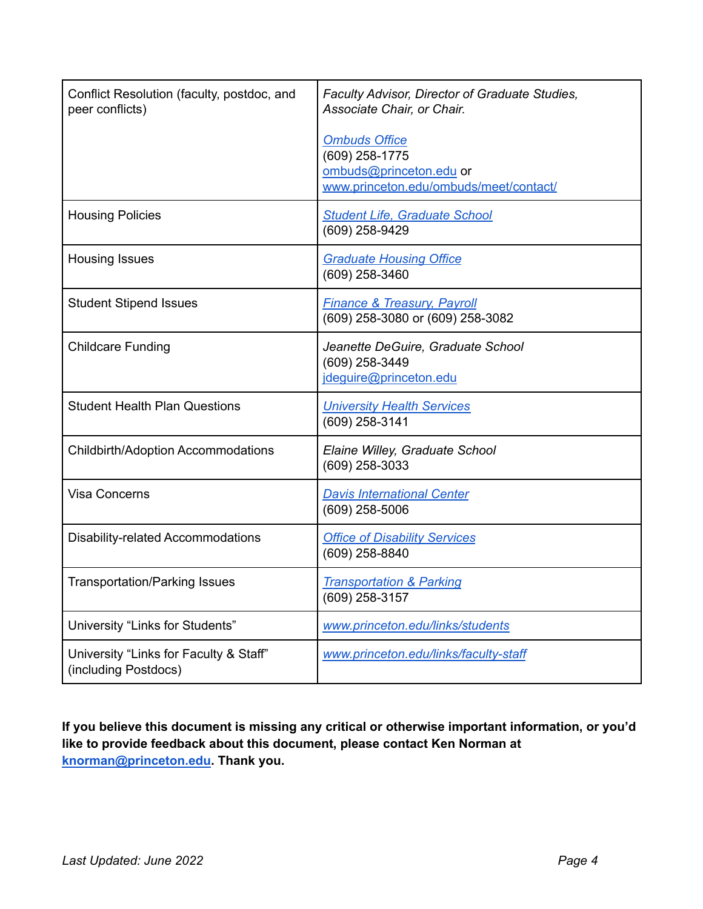| | |
|---|---|
| Conflict Resolution (faculty, postdoc, and peer conflicts) | *Faculty Advisor, Director of Graduate Studies, Associate Chair, or Chair.*<br><br>*Ombuds Office*<br>(609) 258-1775<br>ombuds@princeton.edu or www.princeton.edu/ombuds/meet/contact/ |
| Housing Policies | *Student Life, Graduate School*<br>(609) 258-9429 |
| Housing Issues | *Graduate Housing Office*<br>(609) 258-3460 |
| Student Stipend Issues | *Finance & Treasury, Payroll*<br>(609) 258-3080 or (609) 258-3082 |
| Childcare Funding | *Jeanette DeGuire, Graduate School*<br>(609) 258-3449<br>jdeguire@princeton.edu |
| Student Health Plan Questions | *University Health Services*<br>(609) 258-3141 |
| Childbirth/Adoption Accommodations | *Elaine Willey, Graduate School*<br>(609) 258-3033 |
| Visa Concerns | *Davis International Center*<br>(609) 258-5006 |
| Disability-related Accommodations | *Office of Disability Services*<br>(609) 258-8840 |
| Transportation/Parking Issues | *Transportation & Parking*<br>(609) 258-3157 |
| University "Links for Students" | *www.princeton.edu/links/students* |
| University "Links for Faculty & Staff" (including Postdocs) | *www.princeton.edu/links/faculty-staff* |

**If you believe this document is missing any critical or otherwise important information, or you'd like to provide feedback about this document, please contact Ken Norman at knorman@princeton.edu. Thank you.**

*Last Updated: June 2022*